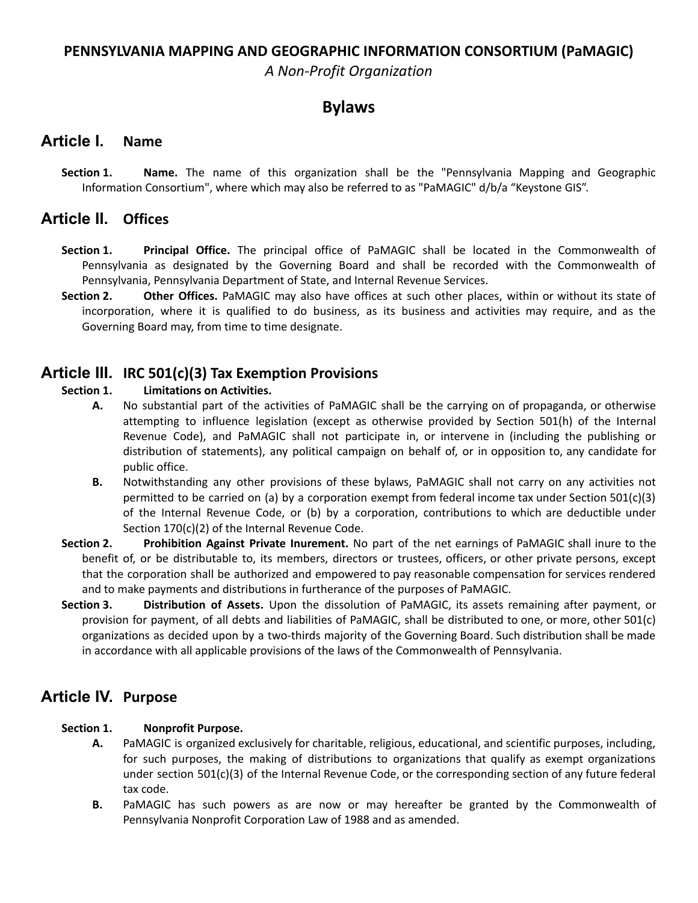**PENNSYLVANIA MAPPING AND GEOGRAPHIC INFORMATION CONSORTIUM (PaMAGIC)**

*A Non-Profit Organization*

# Bylaws

## Article I. Name

**Section 1. Name.** The name of this organization shall be the "Pennsylvania Mapping and Geographic Information Consortium", where which may also be referred to as "PaMAGIC" d/b/a “Keystone GIS”.

## Article II. Offices

**Section 1. Principal Office.** The principal office of PaMAGIC shall be located in the Commonwealth of Pennsylvania as designated by the Governing Board and shall be recorded with the Commonwealth of Pennsylvania, Pennsylvania Department of State, and Internal Revenue Services.

**Section 2. Other Offices.** PaMAGIC may also have offices at such other places, within or without its state of incorporation, where it is qualified to do business, as its business and activities may require, and as the Governing Board may, from time to time designate.

## Article III. IRC 501(c)(3) Tax Exemption Provisions

**Section 1. Limitations on Activities.**

- **A.** No substantial part of the activities of PaMAGIC shall be the carrying on of propaganda, or otherwise attempting to influence legislation (except as otherwise provided by Section 501(h) of the Internal Revenue Code), and PaMAGIC shall not participate in, or intervene in (including the publishing or distribution of statements), any political campaign on behalf of, or in opposition to, any candidate for public office.
- **B.** Notwithstanding any other provisions of these bylaws, PaMAGIC shall not carry on any activities not permitted to be carried on (a) by a corporation exempt from federal income tax under Section 501(c)(3) of the Internal Revenue Code, or (b) by a corporation, contributions to which are deductible under Section 170(c)(2) of the Internal Revenue Code.

**Section 2. Prohibition Against Private Inurement.** No part of the net earnings of PaMAGIC shall inure to the benefit of, or be distributable to, its members, directors or trustees, officers, or other private persons, except that the corporation shall be authorized and empowered to pay reasonable compensation for services rendered and to make payments and distributions in furtherance of the purposes of PaMAGIC.

**Section 3. Distribution of Assets.** Upon the dissolution of PaMAGIC, its assets remaining after payment, or provision for payment, of all debts and liabilities of PaMAGIC, shall be distributed to one, or more, other 501(c) organizations as decided upon by a two-thirds majority of the Governing Board. Such distribution shall be made in accordance with all applicable provisions of the laws of the Commonwealth of Pennsylvania.

## Article IV. Purpose

**Section 1. Nonprofit Purpose.**

- **A.** PaMAGIC is organized exclusively for charitable, religious, educational, and scientific purposes, including, for such purposes, the making of distributions to organizations that qualify as exempt organizations under section 501(c)(3) of the Internal Revenue Code, or the corresponding section of any future federal tax code.
- **B.** PaMAGIC has such powers as are now or may hereafter be granted by the Commonwealth of Pennsylvania Nonprofit Corporation Law of 1988 and as amended.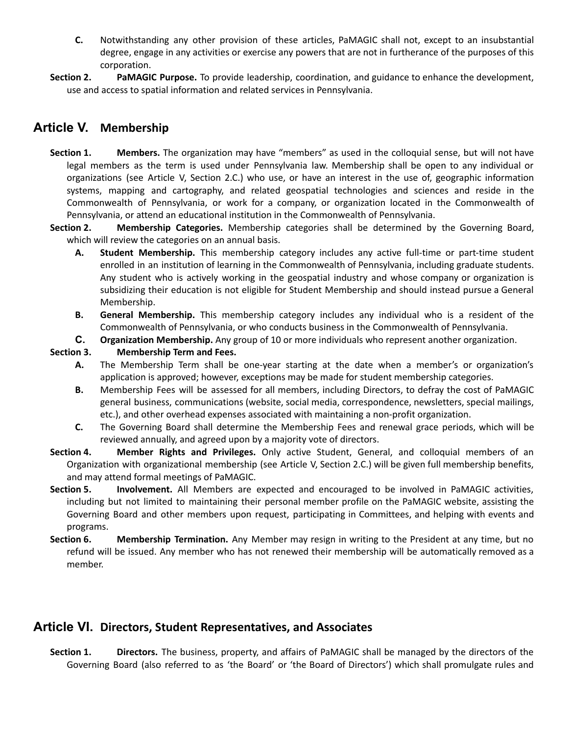**C.** Notwithstanding any other provision of these articles, PaMAGIC shall not, except to an insubstantial degree, engage in any activities or exercise any powers that are not in furtherance of the purposes of this corporation.

**Section 2. PaMAGIC Purpose.** To provide leadership, coordination, and guidance to enhance the development, use and access to spatial information and related services in Pennsylvania.

## Article V. Membership

**Section 1. Members.** The organization may have "members" as used in the colloquial sense, but will not have legal members as the term is used under Pennsylvania law. Membership shall be open to any individual or organizations (see Article V, Section 2.C.) who use, or have an interest in the use of, geographic information systems, mapping and cartography, and related geospatial technologies and sciences and reside in the Commonwealth of Pennsylvania, or work for a company, or organization located in the Commonwealth of Pennsylvania, or attend an educational institution in the Commonwealth of Pennsylvania.

**Section 2. Membership Categories.** Membership categories shall be determined by the Governing Board, which will review the categories on an annual basis.

- **A. Student Membership.** This membership category includes any active full-time or part-time student enrolled in an institution of learning in the Commonwealth of Pennsylvania, including graduate students. Any student who is actively working in the geospatial industry and whose company or organization is subsidizing their education is not eligible for Student Membership and should instead pursue a General Membership.
- **B. General Membership.** This membership category includes any individual who is a resident of the Commonwealth of Pennsylvania, or who conducts business in the Commonwealth of Pennsylvania.
- **C. Organization Membership.** Any group of 10 or more individuals who represent another organization.

**Section 3. Membership Term and Fees.**

- **A.** The Membership Term shall be one-year starting at the date when a member's or organization's application is approved; however, exceptions may be made for student membership categories.
- **B.** Membership Fees will be assessed for all members, including Directors, to defray the cost of PaMAGIC general business, communications (website, social media, correspondence, newsletters, special mailings, etc.), and other overhead expenses associated with maintaining a non-profit organization.
- **C.** The Governing Board shall determine the Membership Fees and renewal grace periods, which will be reviewed annually, and agreed upon by a majority vote of directors.

**Section 4. Member Rights and Privileges.** Only active Student, General, and colloquial members of an Organization with organizational membership (see Article V, Section 2.C.) will be given full membership benefits, and may attend formal meetings of PaMAGIC.

**Section 5. Involvement.** All Members are expected and encouraged to be involved in PaMAGIC activities, including but not limited to maintaining their personal member profile on the PaMAGIC website, assisting the Governing Board and other members upon request, participating in Committees, and helping with events and programs.

**Section 6. Membership Termination.** Any Member may resign in writing to the President at any time, but no refund will be issued. Any member who has not renewed their membership will be automatically removed as a member.

## Article VI. Directors, Student Representatives, and Associates

**Section 1. Directors.** The business, property, and affairs of PaMAGIC shall be managed by the directors of the Governing Board (also referred to as 'the Board' or 'the Board of Directors') which shall promulgate rules and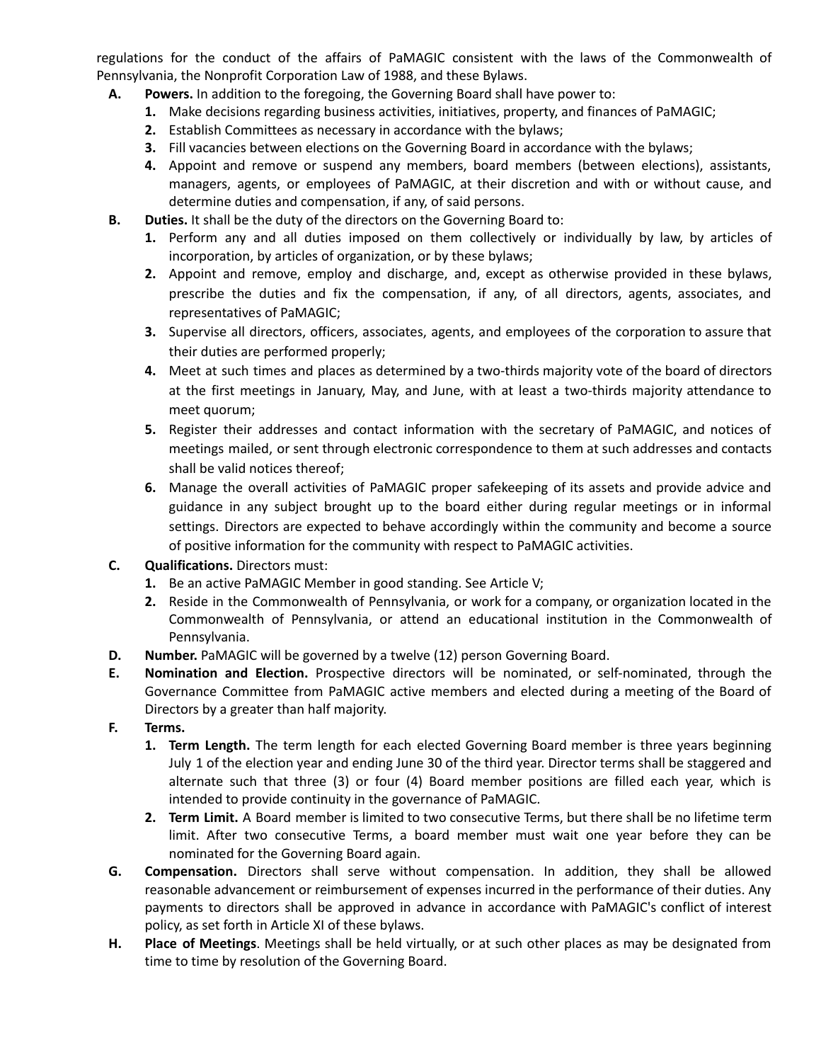regulations for the conduct of the affairs of PaMAGIC consistent with the laws of the Commonwealth of Pennsylvania, the Nonprofit Corporation Law of 1988, and these Bylaws.

A. **Powers.** In addition to the foregoing, the Governing Board shall have power to:
   1. Make decisions regarding business activities, initiatives, property, and finances of PaMAGIC;
   2. Establish Committees as necessary in accordance with the bylaws;
   3. Fill vacancies between elections on the Governing Board in accordance with the bylaws;
   4. Appoint and remove or suspend any members, board members (between elections), assistants, managers, agents, or employees of PaMAGIC, at their discretion and with or without cause, and determine duties and compensation, if any, of said persons.

B. **Duties.** It shall be the duty of the directors on the Governing Board to:
   1. Perform any and all duties imposed on them collectively or individually by law, by articles of incorporation, by articles of organization, or by these bylaws;
   2. Appoint and remove, employ and discharge, and, except as otherwise provided in these bylaws, prescribe the duties and fix the compensation, if any, of all directors, agents, associates, and representatives of PaMAGIC;
   3. Supervise all directors, officers, associates, agents, and employees of the corporation to assure that their duties are performed properly;
   4. Meet at such times and places as determined by a two-thirds majority vote of the board of directors at the first meetings in January, May, and June, with at least a two-thirds majority attendance to meet quorum;
   5. Register their addresses and contact information with the secretary of PaMAGIC, and notices of meetings mailed, or sent through electronic correspondence to them at such addresses and contacts shall be valid notices thereof;
   6. Manage the overall activities of PaMAGIC proper safekeeping of its assets and provide advice and guidance in any subject brought up to the board either during regular meetings or in informal settings. Directors are expected to behave accordingly within the community and become a source of positive information for the community with respect to PaMAGIC activities.

C. **Qualifications.** Directors must:
   1. Be an active PaMAGIC Member in good standing. See Article V;
   2. Reside in the Commonwealth of Pennsylvania, or work for a company, or organization located in the Commonwealth of Pennsylvania, or attend an educational institution in the Commonwealth of Pennsylvania.

D. **Number.** PaMAGIC will be governed by a twelve (12) person Governing Board.

E. **Nomination and Election.** Prospective directors will be nominated, or self-nominated, through the Governance Committee from PaMAGIC active members and elected during a meeting of the Board of Directors by a greater than half majority.

F. **Terms.**
   1. **Term Length.** The term length for each elected Governing Board member is three years beginning July 1 of the election year and ending June 30 of the third year. Director terms shall be staggered and alternate such that three (3) or four (4) Board member positions are filled each year, which is intended to provide continuity in the governance of PaMAGIC.
   2. **Term Limit.** A Board member is limited to two consecutive Terms, but there shall be no lifetime term limit. After two consecutive Terms, a board member must wait one year before they can be nominated for the Governing Board again.

G. **Compensation.** Directors shall serve without compensation. In addition, they shall be allowed reasonable advancement or reimbursement of expenses incurred in the performance of their duties. Any payments to directors shall be approved in advance in accordance with PaMAGIC's conflict of interest policy, as set forth in Article XI of these bylaws.

H. **Place of Meetings**. Meetings shall be held virtually, or at such other places as may be designated from time to time by resolution of the Governing Board.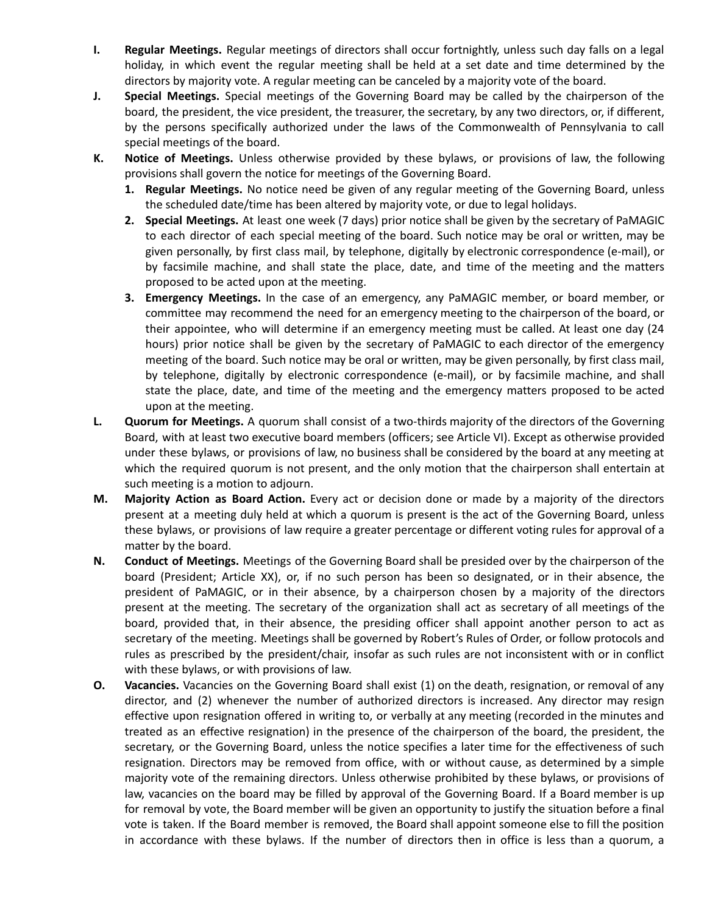**I. Regular Meetings.** Regular meetings of directors shall occur fortnightly, unless such day falls on a legal holiday, in which event the regular meeting shall be held at a set date and time determined by the directors by majority vote. A regular meeting can be canceled by a majority vote of the board.

**J. Special Meetings.** Special meetings of the Governing Board may be called by the chairperson of the board, the president, the vice president, the treasurer, the secretary, by any two directors, or, if different, by the persons specifically authorized under the laws of the Commonwealth of Pennsylvania to call special meetings of the board.

**K. Notice of Meetings.** Unless otherwise provided by these bylaws, or provisions of law, the following provisions shall govern the notice for meetings of the Governing Board.

1. **Regular Meetings.** No notice need be given of any regular meeting of the Governing Board, unless the scheduled date/time has been altered by majority vote, or due to legal holidays.
2. **Special Meetings.** At least one week (7 days) prior notice shall be given by the secretary of PaMAGIC to each director of each special meeting of the board. Such notice may be oral or written, may be given personally, by first class mail, by telephone, digitally by electronic correspondence (e-mail), or by facsimile machine, and shall state the place, date, and time of the meeting and the matters proposed to be acted upon at the meeting.
3. **Emergency Meetings.** In the case of an emergency, any PaMAGIC member, or board member, or committee may recommend the need for an emergency meeting to the chairperson of the board, or their appointee, who will determine if an emergency meeting must be called. At least one day (24 hours) prior notice shall be given by the secretary of PaMAGIC to each director of the emergency meeting of the board. Such notice may be oral or written, may be given personally, by first class mail, by telephone, digitally by electronic correspondence (e-mail), or by facsimile machine, and shall state the place, date, and time of the meeting and the emergency matters proposed to be acted upon at the meeting.

**L. Quorum for Meetings.** A quorum shall consist of a two-thirds majority of the directors of the Governing Board, with at least two executive board members (officers; see Article VI). Except as otherwise provided under these bylaws, or provisions of law, no business shall be considered by the board at any meeting at which the required quorum is not present, and the only motion that the chairperson shall entertain at such meeting is a motion to adjourn.

**M. Majority Action as Board Action.** Every act or decision done or made by a majority of the directors present at a meeting duly held at which a quorum is present is the act of the Governing Board, unless these bylaws, or provisions of law require a greater percentage or different voting rules for approval of a matter by the board.

**N. Conduct of Meetings.** Meetings of the Governing Board shall be presided over by the chairperson of the board (President; Article XX), or, if no such person has been so designated, or in their absence, the president of PaMAGIC, or in their absence, by a chairperson chosen by a majority of the directors present at the meeting. The secretary of the organization shall act as secretary of all meetings of the board, provided that, in their absence, the presiding officer shall appoint another person to act as secretary of the meeting. Meetings shall be governed by Robert's Rules of Order, or follow protocols and rules as prescribed by the president/chair, insofar as such rules are not inconsistent with or in conflict with these bylaws, or with provisions of law.

**O. Vacancies.** Vacancies on the Governing Board shall exist (1) on the death, resignation, or removal of any director, and (2) whenever the number of authorized directors is increased. Any director may resign effective upon resignation offered in writing to, or verbally at any meeting (recorded in the minutes and treated as an effective resignation) in the presence of the chairperson of the board, the president, the secretary, or the Governing Board, unless the notice specifies a later time for the effectiveness of such resignation. Directors may be removed from office, with or without cause, as determined by a simple majority vote of the remaining directors. Unless otherwise prohibited by these bylaws, or provisions of law, vacancies on the board may be filled by approval of the Governing Board. If a Board member is up for removal by vote, the Board member will be given an opportunity to justify the situation before a final vote is taken. If the Board member is removed, the Board shall appoint someone else to fill the position in accordance with these bylaws. If the number of directors then in office is less than a quorum, a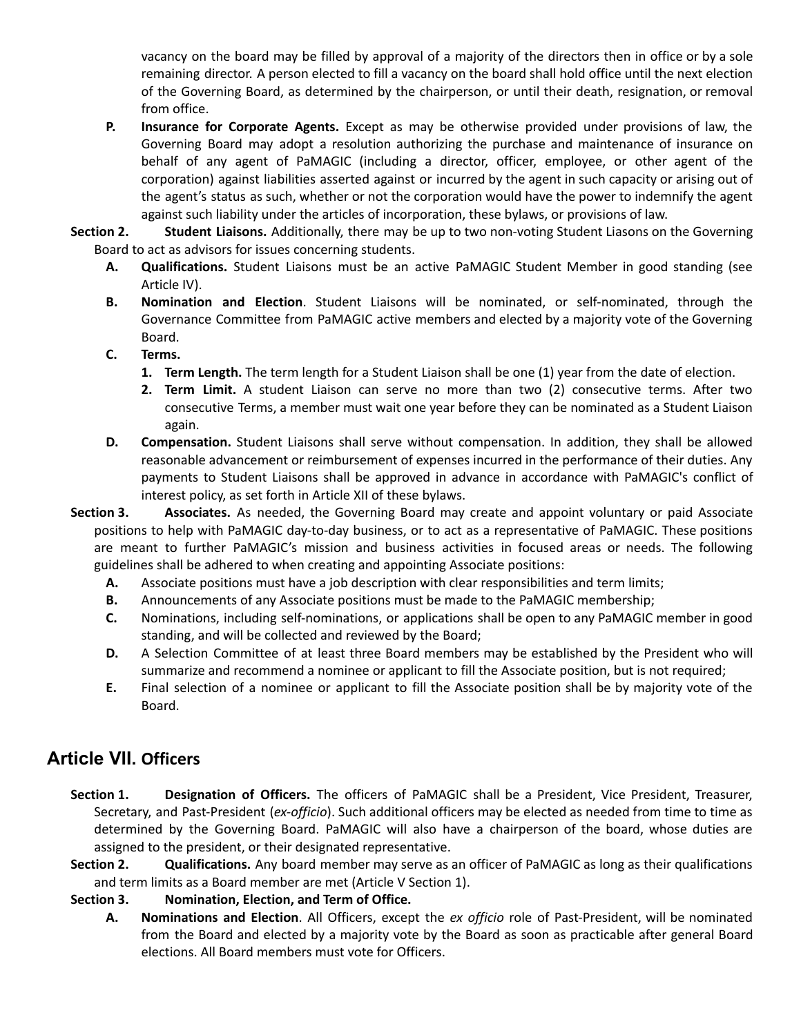vacancy on the board may be filled by approval of a majority of the directors then in office or by a sole remaining director. A person elected to fill a vacancy on the board shall hold office until the next election of the Governing Board, as determined by the chairperson, or until their death, resignation, or removal from office.

**P. Insurance for Corporate Agents.** Except as may be otherwise provided under provisions of law, the Governing Board may adopt a resolution authorizing the purchase and maintenance of insurance on behalf of any agent of PaMAGIC (including a director, officer, employee, or other agent of the corporation) against liabilities asserted against or incurred by the agent in such capacity or arising out of the agent's status as such, whether or not the corporation would have the power to indemnify the agent against such liability under the articles of incorporation, these bylaws, or provisions of law.

**Section 2. Student Liaisons.** Additionally, there may be up to two non-voting Student Liasons on the Governing Board to act as advisors for issues concerning students.

- **A. Qualifications.** Student Liaisons must be an active PaMAGIC Student Member in good standing (see Article IV).
- **B. Nomination and Election**. Student Liaisons will be nominated, or self-nominated, through the Governance Committee from PaMAGIC active members and elected by a majority vote of the Governing Board.
- **C. Terms.**
  1. **Term Length.** The term length for a Student Liaison shall be one (1) year from the date of election.
  2. **Term Limit.** A student Liaison can serve no more than two (2) consecutive terms. After two consecutive Terms, a member must wait one year before they can be nominated as a Student Liaison again.
- **D. Compensation.** Student Liaisons shall serve without compensation. In addition, they shall be allowed reasonable advancement or reimbursement of expenses incurred in the performance of their duties. Any payments to Student Liaisons shall be approved in advance in accordance with PaMAGIC's conflict of interest policy, as set forth in Article XII of these bylaws.

**Section 3. Associates.** As needed, the Governing Board may create and appoint voluntary or paid Associate positions to help with PaMAGIC day-to-day business, or to act as a representative of PaMAGIC. These positions are meant to further PaMAGIC's mission and business activities in focused areas or needs. The following guidelines shall be adhered to when creating and appointing Associate positions:

- **A.** Associate positions must have a job description with clear responsibilities and term limits;
- **B.** Announcements of any Associate positions must be made to the PaMAGIC membership;
- **C.** Nominations, including self-nominations, or applications shall be open to any PaMAGIC member in good standing, and will be collected and reviewed by the Board;
- **D.** A Selection Committee of at least three Board members may be established by the President who will summarize and recommend a nominee or applicant to fill the Associate position, but is not required;
- **E.** Final selection of a nominee or applicant to fill the Associate position shall be by majority vote of the Board.

## Article VII. Officers

**Section 1. Designation of Officers.** The officers of PaMAGIC shall be a President, Vice President, Treasurer, Secretary, and Past-President (*ex-officio*). Such additional officers may be elected as needed from time to time as determined by the Governing Board. PaMAGIC will also have a chairperson of the board, whose duties are assigned to the president, or their designated representative.

**Section 2. Qualifications.** Any board member may serve as an officer of PaMAGIC as long as their qualifications and term limits as a Board member are met (Article V Section 1).

**Section 3. Nomination, Election, and Term of Office.**

- **A. Nominations and Election**. All Officers, except the *ex officio* role of Past-President, will be nominated from the Board and elected by a majority vote by the Board as soon as practicable after general Board elections. All Board members must vote for Officers.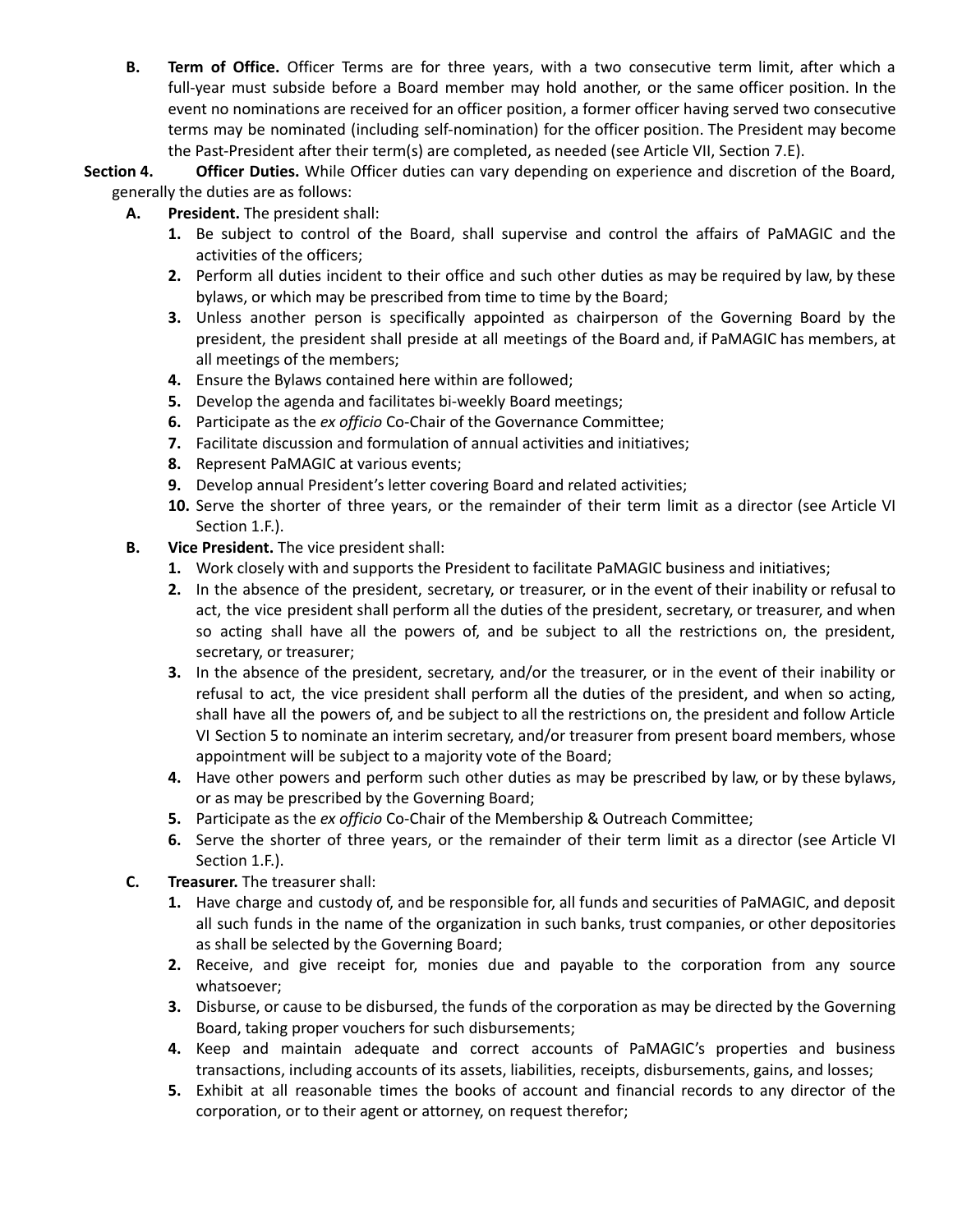**B. Term of Office.** Officer Terms are for three years, with a two consecutive term limit, after which a full-year must subside before a Board member may hold another, or the same officer position. In the event no nominations are received for an officer position, a former officer having served two consecutive terms may be nominated (including self-nomination) for the officer position. The President may become the Past-President after their term(s) are completed, as needed (see Article VII, Section 7.E).

**Section 4. Officer Duties.** While Officer duties can vary depending on experience and discretion of the Board, generally the duties are as follows:

**A. President.** The president shall:

1. Be subject to control of the Board, shall supervise and control the affairs of PaMAGIC and the activities of the officers;
2. Perform all duties incident to their office and such other duties as may be required by law, by these bylaws, or which may be prescribed from time to time by the Board;
3. Unless another person is specifically appointed as chairperson of the Governing Board by the president, the president shall preside at all meetings of the Board and, if PaMAGIC has members, at all meetings of the members;
4. Ensure the Bylaws contained here within are followed;
5. Develop the agenda and facilitates bi-weekly Board meetings;
6. Participate as the *ex officio* Co-Chair of the Governance Committee;
7. Facilitate discussion and formulation of annual activities and initiatives;
8. Represent PaMAGIC at various events;
9. Develop annual President's letter covering Board and related activities;
10. Serve the shorter of three years, or the remainder of their term limit as a director (see Article VI Section 1.F.).

**B. Vice President.** The vice president shall:

1. Work closely with and supports the President to facilitate PaMAGIC business and initiatives;
2. In the absence of the president, secretary, or treasurer, or in the event of their inability or refusal to act, the vice president shall perform all the duties of the president, secretary, or treasurer, and when so acting shall have all the powers of, and be subject to all the restrictions on, the president, secretary, or treasurer;
3. In the absence of the president, secretary, and/or the treasurer, or in the event of their inability or refusal to act, the vice president shall perform all the duties of the president, and when so acting, shall have all the powers of, and be subject to all the restrictions on, the president and follow Article VI Section 5 to nominate an interim secretary, and/or treasurer from present board members, whose appointment will be subject to a majority vote of the Board;
4. Have other powers and perform such other duties as may be prescribed by law, or by these bylaws, or as may be prescribed by the Governing Board;
5. Participate as the *ex officio* Co-Chair of the Membership & Outreach Committee;
6. Serve the shorter of three years, or the remainder of their term limit as a director (see Article VI Section 1.F.).

**C. Treasurer.** The treasurer shall:

1. Have charge and custody of, and be responsible for, all funds and securities of PaMAGIC, and deposit all such funds in the name of the organization in such banks, trust companies, or other depositories as shall be selected by the Governing Board;
2. Receive, and give receipt for, monies due and payable to the corporation from any source whatsoever;
3. Disburse, or cause to be disbursed, the funds of the corporation as may be directed by the Governing Board, taking proper vouchers for such disbursements;
4. Keep and maintain adequate and correct accounts of PaMAGIC's properties and business transactions, including accounts of its assets, liabilities, receipts, disbursements, gains, and losses;
5. Exhibit at all reasonable times the books of account and financial records to any director of the corporation, or to their agent or attorney, on request therefor;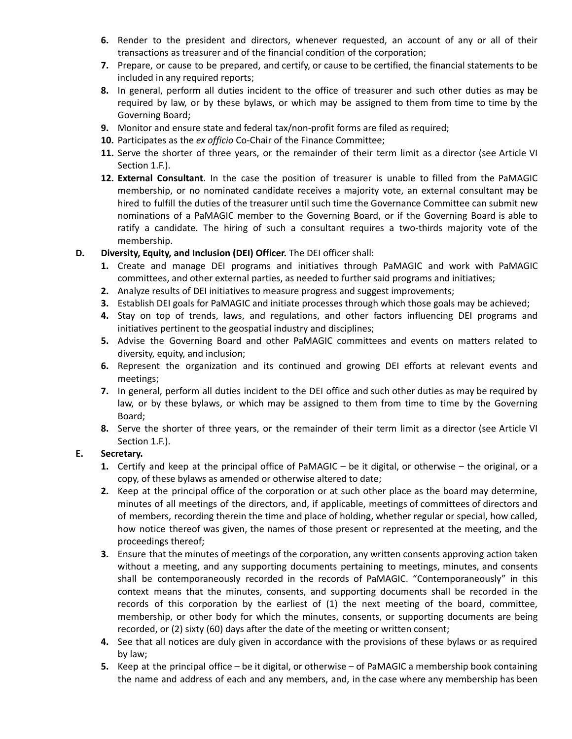6. Render to the president and directors, whenever requested, an account of any or all of their transactions as treasurer and of the financial condition of the corporation;
7. Prepare, or cause to be prepared, and certify, or cause to be certified, the financial statements to be included in any required reports;
8. In general, perform all duties incident to the office of treasurer and such other duties as may be required by law, or by these bylaws, or which may be assigned to them from time to time by the Governing Board;
9. Monitor and ensure state and federal tax/non-profit forms are filed as required;
10. Participates as the *ex officio* Co-Chair of the Finance Committee;
11. Serve the shorter of three years, or the remainder of their term limit as a director (see Article VI Section 1.F.).
12. **External Consultant**. In the case the position of treasurer is unable to filled from the PaMAGIC membership, or no nominated candidate receives a majority vote, an external consultant may be hired to fulfill the duties of the treasurer until such time the Governance Committee can submit new nominations of a PaMAGIC member to the Governing Board, or if the Governing Board is able to ratify a candidate. The hiring of such a consultant requires a two-thirds majority vote of the membership.

**D. Diversity, Equity, and Inclusion (DEI) Officer.** The DEI officer shall:

1. Create and manage DEI programs and initiatives through PaMAGIC and work with PaMAGIC committees, and other external parties, as needed to further said programs and initiatives;
2. Analyze results of DEI initiatives to measure progress and suggest improvements;
3. Establish DEI goals for PaMAGIC and initiate processes through which those goals may be achieved;
4. Stay on top of trends, laws, and regulations, and other factors influencing DEI programs and initiatives pertinent to the geospatial industry and disciplines;
5. Advise the Governing Board and other PaMAGIC committees and events on matters related to diversity, equity, and inclusion;
6. Represent the organization and its continued and growing DEI efforts at relevant events and meetings;
7. In general, perform all duties incident to the DEI office and such other duties as may be required by law, or by these bylaws, or which may be assigned to them from time to time by the Governing Board;
8. Serve the shorter of three years, or the remainder of their term limit as a director (see Article VI Section 1.F.).

**E. Secretary.**

1. Certify and keep at the principal office of PaMAGIC – be it digital, or otherwise – the original, or a copy, of these bylaws as amended or otherwise altered to date;
2. Keep at the principal office of the corporation or at such other place as the board may determine, minutes of all meetings of the directors, and, if applicable, meetings of committees of directors and of members, recording therein the time and place of holding, whether regular or special, how called, how notice thereof was given, the names of those present or represented at the meeting, and the proceedings thereof;
3. Ensure that the minutes of meetings of the corporation, any written consents approving action taken without a meeting, and any supporting documents pertaining to meetings, minutes, and consents shall be contemporaneously recorded in the records of PaMAGIC. "Contemporaneously" in this context means that the minutes, consents, and supporting documents shall be recorded in the records of this corporation by the earliest of (1) the next meeting of the board, committee, membership, or other body for which the minutes, consents, or supporting documents are being recorded, or (2) sixty (60) days after the date of the meeting or written consent;
4. See that all notices are duly given in accordance with the provisions of these bylaws or as required by law;
5. Keep at the principal office – be it digital, or otherwise – of PaMAGIC a membership book containing the name and address of each and any members, and, in the case where any membership has been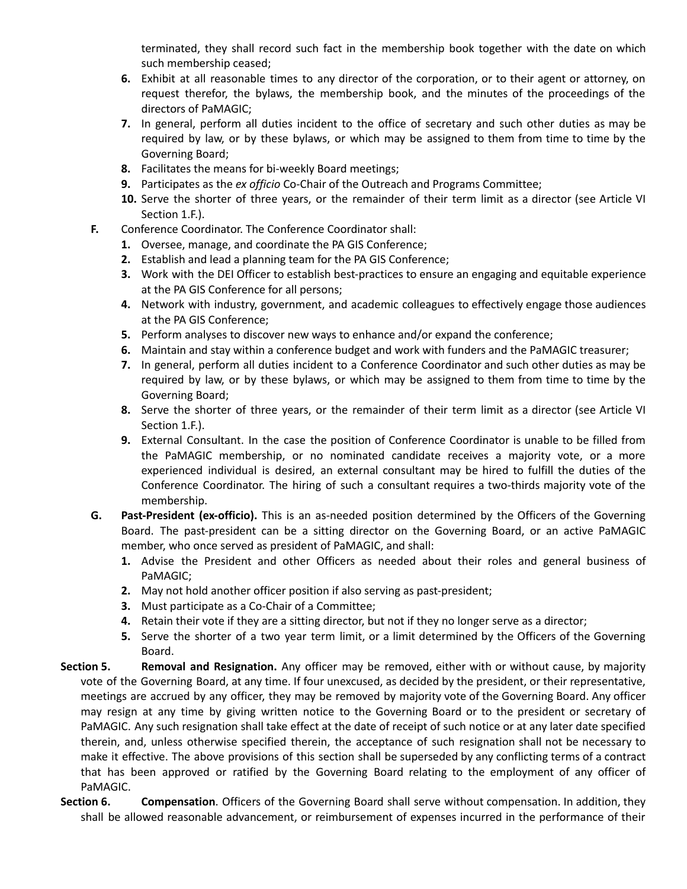terminated, they shall record such fact in the membership book together with the date on which such membership ceased;

6. Exhibit at all reasonable times to any director of the corporation, or to their agent or attorney, on request therefor, the bylaws, the membership book, and the minutes of the proceedings of the directors of PaMAGIC;
7. In general, perform all duties incident to the office of secretary and such other duties as may be required by law, or by these bylaws, or which may be assigned to them from time to time by the Governing Board;
8. Facilitates the means for bi-weekly Board meetings;
9. Participates as the *ex officio* Co-Chair of the Outreach and Programs Committee;
10. Serve the shorter of three years, or the remainder of their term limit as a director (see Article VI Section 1.F.).

**F.** Conference Coordinator. The Conference Coordinator shall:

1. Oversee, manage, and coordinate the PA GIS Conference;
2. Establish and lead a planning team for the PA GIS Conference;
3. Work with the DEI Officer to establish best-practices to ensure an engaging and equitable experience at the PA GIS Conference for all persons;
4. Network with industry, government, and academic colleagues to effectively engage those audiences at the PA GIS Conference;
5. Perform analyses to discover new ways to enhance and/or expand the conference;
6. Maintain and stay within a conference budget and work with funders and the PaMAGIC treasurer;
7. In general, perform all duties incident to a Conference Coordinator and such other duties as may be required by law, or by these bylaws, or which may be assigned to them from time to time by the Governing Board;
8. Serve the shorter of three years, or the remainder of their term limit as a director (see Article VI Section 1.F.).
9. External Consultant. In the case the position of Conference Coordinator is unable to be filled from the PaMAGIC membership, or no nominated candidate receives a majority vote, or a more experienced individual is desired, an external consultant may be hired to fulfill the duties of the Conference Coordinator. The hiring of such a consultant requires a two-thirds majority vote of the membership.

**G.** **Past-President (ex-officio).** This is an as-needed position determined by the Officers of the Governing Board. The past-president can be a sitting director on the Governing Board, or an active PaMAGIC member, who once served as president of PaMAGIC, and shall:

1. Advise the President and other Officers as needed about their roles and general business of PaMAGIC;
2. May not hold another officer position if also serving as past-president;
3. Must participate as a Co-Chair of a Committee;
4. Retain their vote if they are a sitting director, but not if they no longer serve as a director;
5. Serve the shorter of a two year term limit, or a limit determined by the Officers of the Governing Board.

**Section 5.** **Removal and Resignation.** Any officer may be removed, either with or without cause, by majority vote of the Governing Board, at any time. If four unexcused, as decided by the president, or their representative, meetings are accrued by any officer, they may be removed by majority vote of the Governing Board. Any officer may resign at any time by giving written notice to the Governing Board or to the president or secretary of PaMAGIC. Any such resignation shall take effect at the date of receipt of such notice or at any later date specified therein, and, unless otherwise specified therein, the acceptance of such resignation shall not be necessary to make it effective. The above provisions of this section shall be superseded by any conflicting terms of a contract that has been approved or ratified by the Governing Board relating to the employment of any officer of PaMAGIC.

**Section 6.** **Compensation**. Officers of the Governing Board shall serve without compensation. In addition, they shall be allowed reasonable advancement, or reimbursement of expenses incurred in the performance of their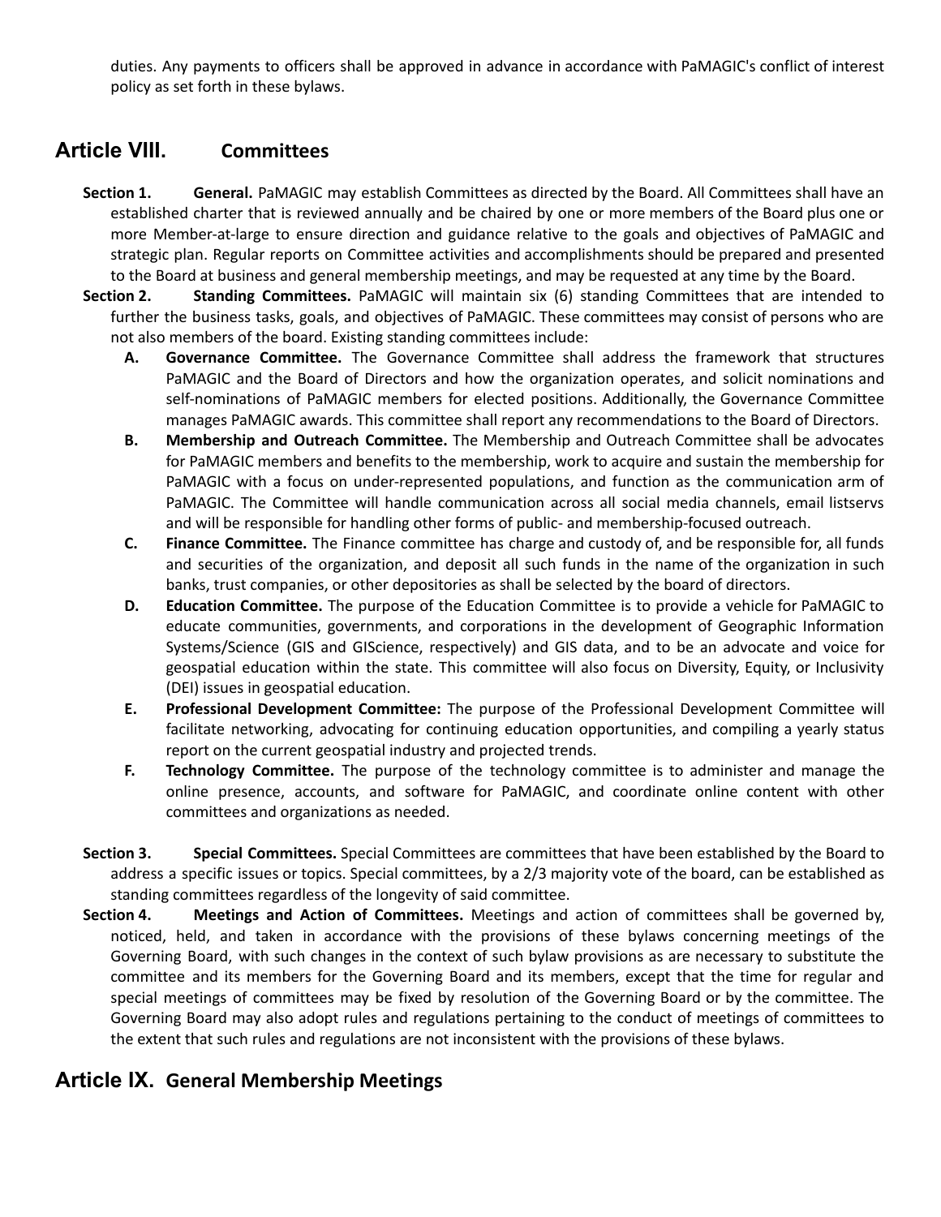duties. Any payments to officers shall be approved in advance in accordance with PaMAGIC's conflict of interest policy as set forth in these bylaws.

## Article VIII. Committees

**Section 1. General.** PaMAGIC may establish Committees as directed by the Board. All Committees shall have an established charter that is reviewed annually and be chaired by one or more members of the Board plus one or more Member-at-large to ensure direction and guidance relative to the goals and objectives of PaMAGIC and strategic plan. Regular reports on Committee activities and accomplishments should be prepared and presented to the Board at business and general membership meetings, and may be requested at any time by the Board.

**Section 2. Standing Committees.** PaMAGIC will maintain six (6) standing Committees that are intended to further the business tasks, goals, and objectives of PaMAGIC. These committees may consist of persons who are not also members of the board. Existing standing committees include:

- **A. Governance Committee.** The Governance Committee shall address the framework that structures PaMAGIC and the Board of Directors and how the organization operates, and solicit nominations and self-nominations of PaMAGIC members for elected positions. Additionally, the Governance Committee manages PaMAGIC awards. This committee shall report any recommendations to the Board of Directors.
- **B. Membership and Outreach Committee.** The Membership and Outreach Committee shall be advocates for PaMAGIC members and benefits to the membership, work to acquire and sustain the membership for PaMAGIC with a focus on under-represented populations, and function as the communication arm of PaMAGIC. The Committee will handle communication across all social media channels, email listservs and will be responsible for handling other forms of public- and membership-focused outreach.
- **C. Finance Committee.** The Finance committee has charge and custody of, and be responsible for, all funds and securities of the organization, and deposit all such funds in the name of the organization in such banks, trust companies, or other depositories as shall be selected by the board of directors.
- **D. Education Committee.** The purpose of the Education Committee is to provide a vehicle for PaMAGIC to educate communities, governments, and corporations in the development of Geographic Information Systems/Science (GIS and GIScience, respectively) and GIS data, and to be an advocate and voice for geospatial education within the state. This committee will also focus on Diversity, Equity, or Inclusivity (DEI) issues in geospatial education.
- **E. Professional Development Committee:** The purpose of the Professional Development Committee will facilitate networking, advocating for continuing education opportunities, and compiling a yearly status report on the current geospatial industry and projected trends.
- **F. Technology Committee.** The purpose of the technology committee is to administer and manage the online presence, accounts, and software for PaMAGIC, and coordinate online content with other committees and organizations as needed.

**Section 3. Special Committees.** Special Committees are committees that have been established by the Board to address a specific issues or topics. Special committees, by a 2/3 majority vote of the board, can be established as standing committees regardless of the longevity of said committee.

**Section 4. Meetings and Action of Committees.** Meetings and action of committees shall be governed by, noticed, held, and taken in accordance with the provisions of these bylaws concerning meetings of the Governing Board, with such changes in the context of such bylaw provisions as are necessary to substitute the committee and its members for the Governing Board and its members, except that the time for regular and special meetings of committees may be fixed by resolution of the Governing Board or by the committee. The Governing Board may also adopt rules and regulations pertaining to the conduct of meetings of committees to the extent that such rules and regulations are not inconsistent with the provisions of these bylaws.

## Article IX. General Membership Meetings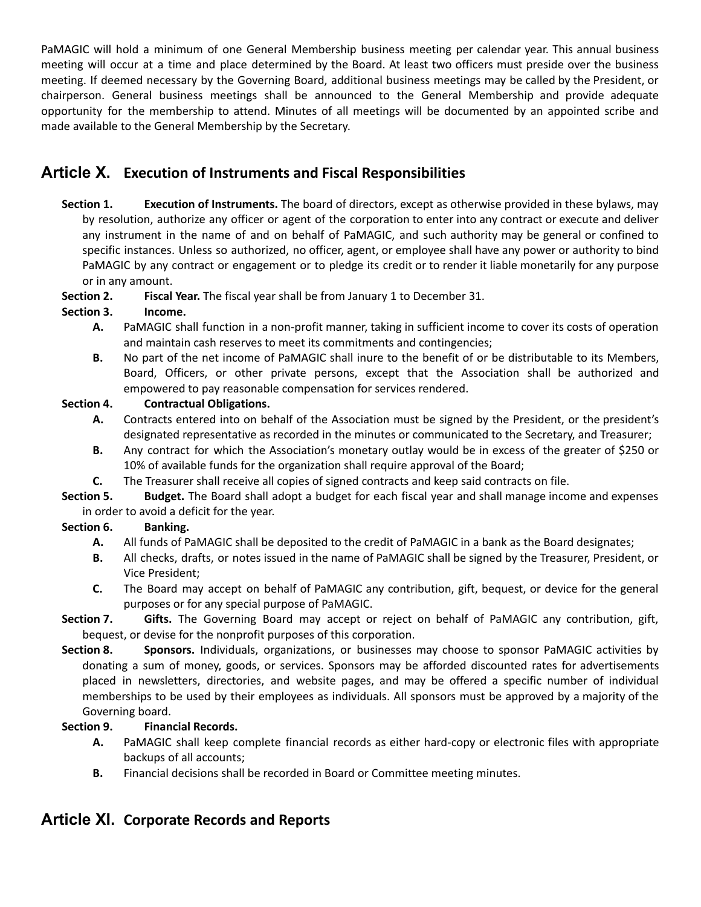PaMAGIC will hold a minimum of one General Membership business meeting per calendar year. This annual business meeting will occur at a time and place determined by the Board. At least two officers must preside over the business meeting. If deemed necessary by the Governing Board, additional business meetings may be called by the President, or chairperson. General business meetings shall be announced to the General Membership and provide adequate opportunity for the membership to attend. Minutes of all meetings will be documented by an appointed scribe and made available to the General Membership by the Secretary.

## Article X. Execution of Instruments and Fiscal Responsibilities

**Section 1. Execution of Instruments.** The board of directors, except as otherwise provided in these bylaws, may by resolution, authorize any officer or agent of the corporation to enter into any contract or execute and deliver any instrument in the name of and on behalf of PaMAGIC, and such authority may be general or confined to specific instances. Unless so authorized, no officer, agent, or employee shall have any power or authority to bind PaMAGIC by any contract or engagement or to pledge its credit or to render it liable monetarily for any purpose or in any amount.

**Section 2. Fiscal Year.** The fiscal year shall be from January 1 to December 31.

**Section 3. Income.**

- **A.** PaMAGIC shall function in a non-profit manner, taking in sufficient income to cover its costs of operation and maintain cash reserves to meet its commitments and contingencies;
- **B.** No part of the net income of PaMAGIC shall inure to the benefit of or be distributable to its Members, Board, Officers, or other private persons, except that the Association shall be authorized and empowered to pay reasonable compensation for services rendered.

**Section 4. Contractual Obligations.**

- **A.** Contracts entered into on behalf of the Association must be signed by the President, or the president's designated representative as recorded in the minutes or communicated to the Secretary, and Treasurer;
- **B.** Any contract for which the Association's monetary outlay would be in excess of the greater of $250 or 10% of available funds for the organization shall require approval of the Board;
- **C.** The Treasurer shall receive all copies of signed contracts and keep said contracts on file.

**Section 5. Budget.** The Board shall adopt a budget for each fiscal year and shall manage income and expenses in order to avoid a deficit for the year.

**Section 6. Banking.**

- **A.** All funds of PaMAGIC shall be deposited to the credit of PaMAGIC in a bank as the Board designates;
- **B.** All checks, drafts, or notes issued in the name of PaMAGIC shall be signed by the Treasurer, President, or Vice President;
- **C.** The Board may accept on behalf of PaMAGIC any contribution, gift, bequest, or device for the general purposes or for any special purpose of PaMAGIC.

**Section 7. Gifts.** The Governing Board may accept or reject on behalf of PaMAGIC any contribution, gift, bequest, or devise for the nonprofit purposes of this corporation.

**Section 8. Sponsors.** Individuals, organizations, or businesses may choose to sponsor PaMAGIC activities by donating a sum of money, goods, or services. Sponsors may be afforded discounted rates for advertisements placed in newsletters, directories, and website pages, and may be offered a specific number of individual memberships to be used by their employees as individuals. All sponsors must be approved by a majority of the Governing board.

**Section 9. Financial Records.**

- **A.** PaMAGIC shall keep complete financial records as either hard-copy or electronic files with appropriate backups of all accounts;
- **B.** Financial decisions shall be recorded in Board or Committee meeting minutes.

## Article XI. Corporate Records and Reports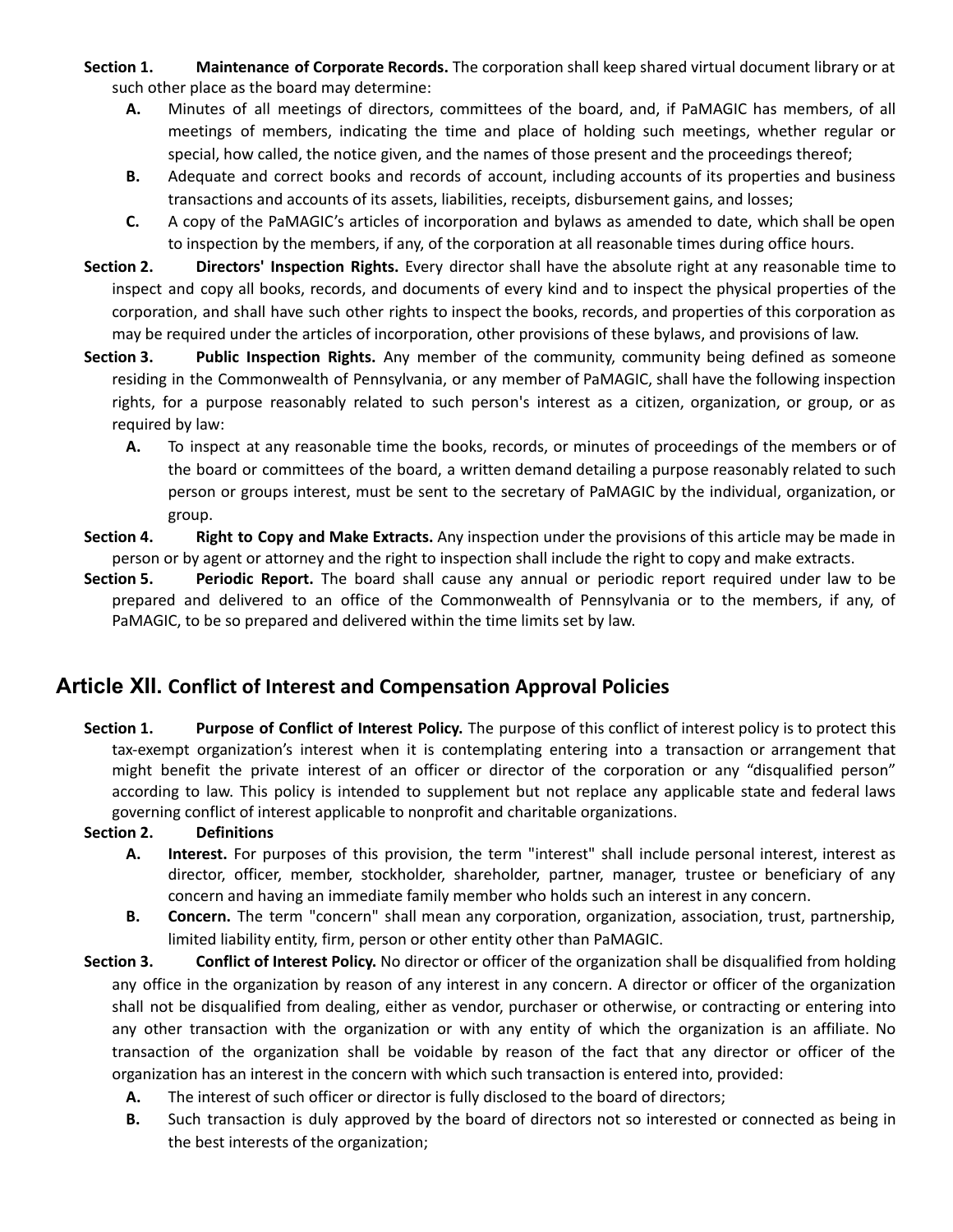**Section 1. Maintenance of Corporate Records.** The corporation shall keep shared virtual document library or at such other place as the board may determine:

- **A.** Minutes of all meetings of directors, committees of the board, and, if PaMAGIC has members, of all meetings of members, indicating the time and place of holding such meetings, whether regular or special, how called, the notice given, and the names of those present and the proceedings thereof;
- **B.** Adequate and correct books and records of account, including accounts of its properties and business transactions and accounts of its assets, liabilities, receipts, disbursement gains, and losses;
- **C.** A copy of the PaMAGIC's articles of incorporation and bylaws as amended to date, which shall be open to inspection by the members, if any, of the corporation at all reasonable times during office hours.

**Section 2. Directors' Inspection Rights.** Every director shall have the absolute right at any reasonable time to inspect and copy all books, records, and documents of every kind and to inspect the physical properties of the corporation, and shall have such other rights to inspect the books, records, and properties of this corporation as may be required under the articles of incorporation, other provisions of these bylaws, and provisions of law.

**Section 3. Public Inspection Rights.** Any member of the community, community being defined as someone residing in the Commonwealth of Pennsylvania, or any member of PaMAGIC, shall have the following inspection rights, for a purpose reasonably related to such person's interest as a citizen, organization, or group, or as required by law:

- **A.** To inspect at any reasonable time the books, records, or minutes of proceedings of the members or of the board or committees of the board, a written demand detailing a purpose reasonably related to such person or groups interest, must be sent to the secretary of PaMAGIC by the individual, organization, or group.

**Section 4. Right to Copy and Make Extracts.** Any inspection under the provisions of this article may be made in person or by agent or attorney and the right to inspection shall include the right to copy and make extracts.

**Section 5. Periodic Report.** The board shall cause any annual or periodic report required under law to be prepared and delivered to an office of the Commonwealth of Pennsylvania or to the members, if any, of PaMAGIC, to be so prepared and delivered within the time limits set by law.

## Article XII. Conflict of Interest and Compensation Approval Policies

**Section 1. Purpose of Conflict of Interest Policy.** The purpose of this conflict of interest policy is to protect this tax-exempt organization's interest when it is contemplating entering into a transaction or arrangement that might benefit the private interest of an officer or director of the corporation or any "disqualified person" according to law. This policy is intended to supplement but not replace any applicable state and federal laws governing conflict of interest applicable to nonprofit and charitable organizations.

**Section 2. Definitions**

- **A. Interest.** For purposes of this provision, the term "interest" shall include personal interest, interest as director, officer, member, stockholder, shareholder, partner, manager, trustee or beneficiary of any concern and having an immediate family member who holds such an interest in any concern.
- **B. Concern.** The term "concern" shall mean any corporation, organization, association, trust, partnership, limited liability entity, firm, person or other entity other than PaMAGIC.

**Section 3. Conflict of Interest Policy.** No director or officer of the organization shall be disqualified from holding any office in the organization by reason of any interest in any concern. A director or officer of the organization shall not be disqualified from dealing, either as vendor, purchaser or otherwise, or contracting or entering into any other transaction with the organization or with any entity of which the organization is an affiliate. No transaction of the organization shall be voidable by reason of the fact that any director or officer of the organization has an interest in the concern with which such transaction is entered into, provided:

- **A.** The interest of such officer or director is fully disclosed to the board of directors;
- **B.** Such transaction is duly approved by the board of directors not so interested or connected as being in the best interests of the organization;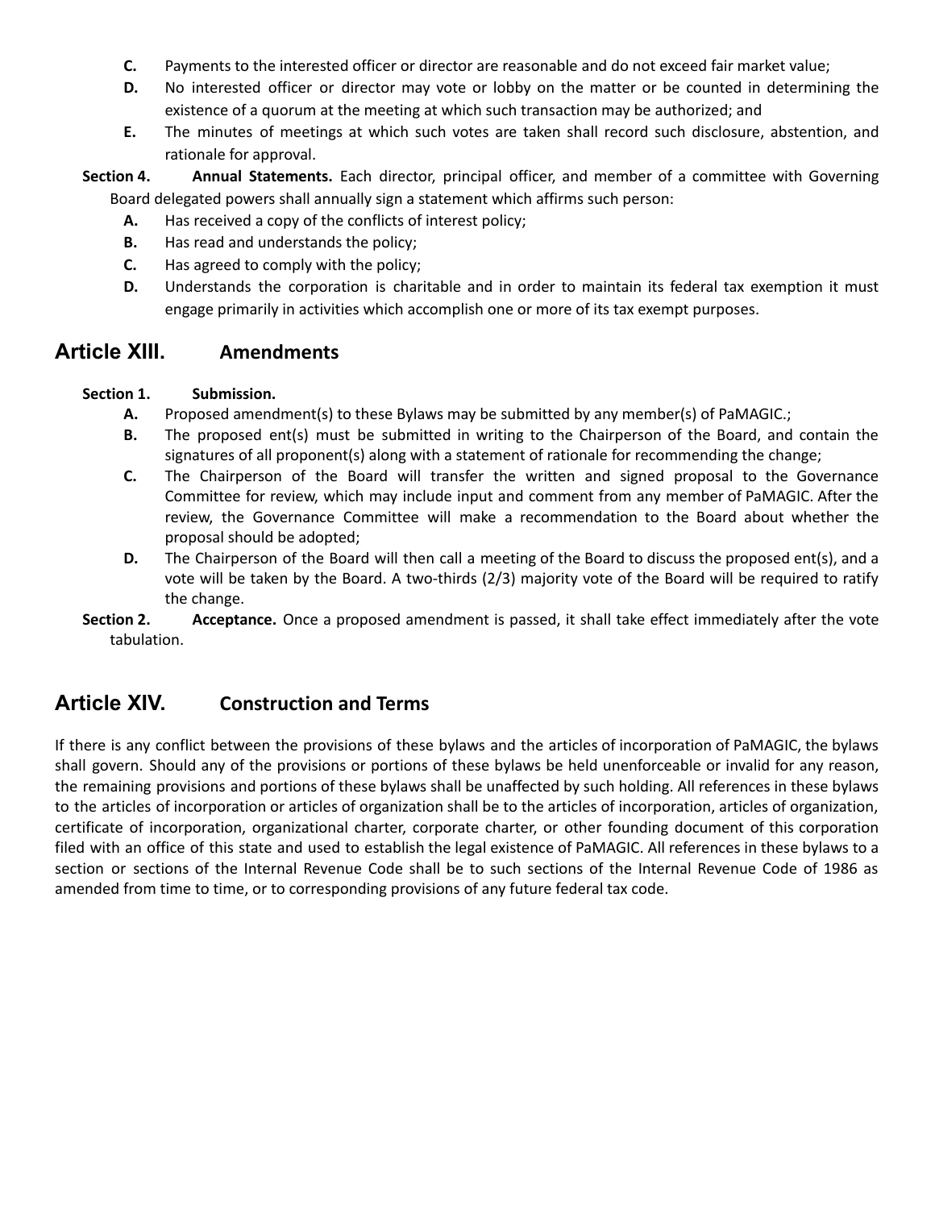**C.** Payments to the interested officer or director are reasonable and do not exceed fair market value;

**D.** No interested officer or director may vote or lobby on the matter or be counted in determining the existence of a quorum at the meeting at which such transaction may be authorized; and

**E.** The minutes of meetings at which such votes are taken shall record such disclosure, abstention, and rationale for approval.

**Section 4. Annual Statements.** Each director, principal officer, and member of a committee with Governing Board delegated powers shall annually sign a statement which affirms such person:

**A.** Has received a copy of the conflicts of interest policy;

**B.** Has read and understands the policy;

**C.** Has agreed to comply with the policy;

**D.** Understands the corporation is charitable and in order to maintain its federal tax exemption it must engage primarily in activities which accomplish one or more of its tax exempt purposes.

## Article XIII. Amendments

**Section 1. Submission.**

**A.** Proposed amendment(s) to these Bylaws may be submitted by any member(s) of PaMAGIC.;

**B.** The proposed ent(s) must be submitted in writing to the Chairperson of the Board, and contain the signatures of all proponent(s) along with a statement of rationale for recommending the change;

**C.** The Chairperson of the Board will transfer the written and signed proposal to the Governance Committee for review, which may include input and comment from any member of PaMAGIC. After the review, the Governance Committee will make a recommendation to the Board about whether the proposal should be adopted;

**D.** The Chairperson of the Board will then call a meeting of the Board to discuss the proposed ent(s), and a vote will be taken by the Board. A two-thirds (2/3) majority vote of the Board will be required to ratify the change.

**Section 2. Acceptance.** Once a proposed amendment is passed, it shall take effect immediately after the vote tabulation.

## Article XIV. Construction and Terms

If there is any conflict between the provisions of these bylaws and the articles of incorporation of PaMAGIC, the bylaws shall govern. Should any of the provisions or portions of these bylaws be held unenforceable or invalid for any reason, the remaining provisions and portions of these bylaws shall be unaffected by such holding. All references in these bylaws to the articles of incorporation or articles of organization shall be to the articles of incorporation, articles of organization, certificate of incorporation, organizational charter, corporate charter, or other founding document of this corporation filed with an office of this state and used to establish the legal existence of PaMAGIC. All references in these bylaws to a section or sections of the Internal Revenue Code shall be to such sections of the Internal Revenue Code of 1986 as amended from time to time, or to corresponding provisions of any future federal tax code.